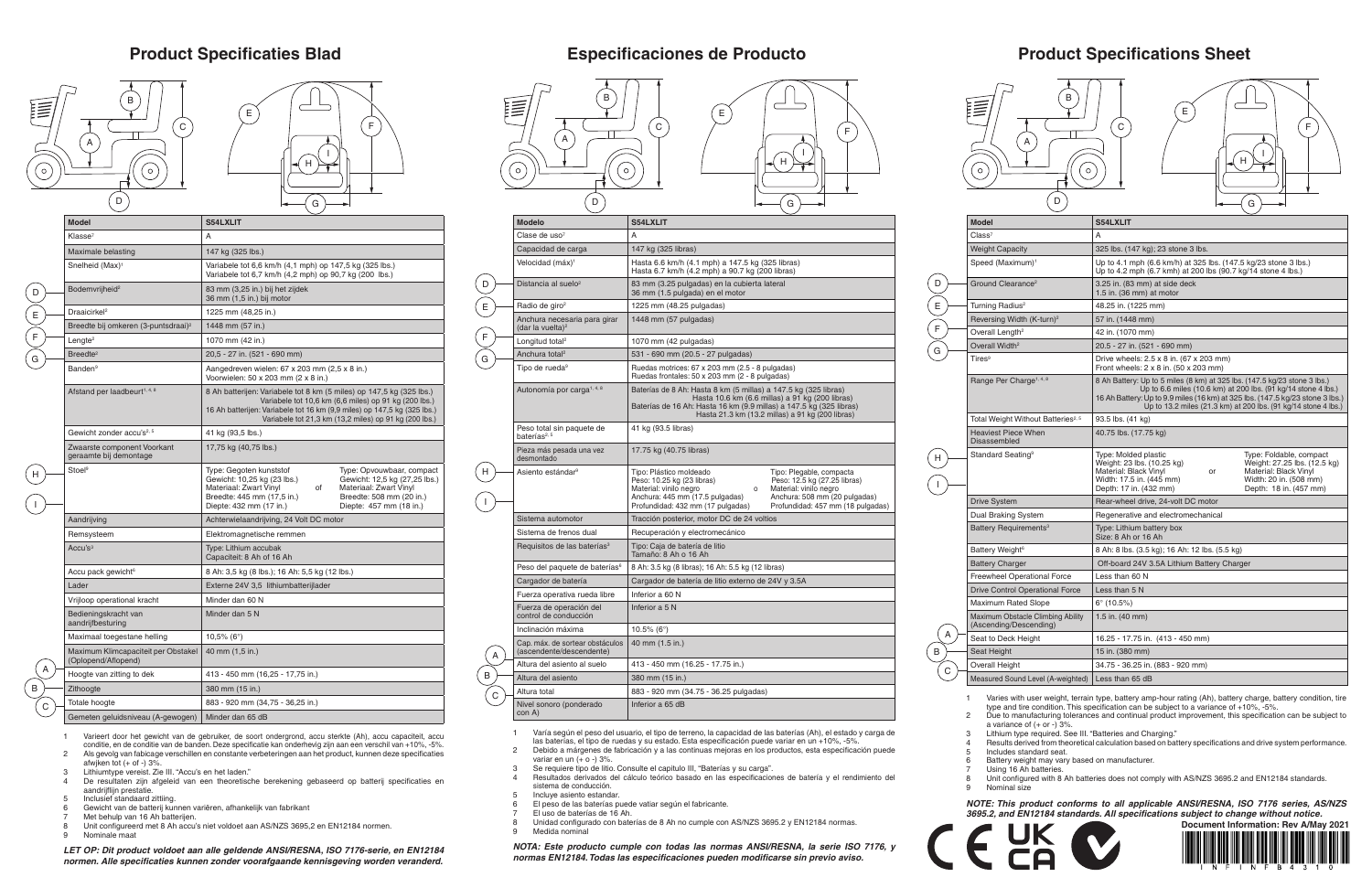# Product Specificaties Blad

| Model | S54LXLIT |
|---|---|
| Klasse[7] | A |
| Maximale belasting | 147 kg (325 lbs.) |
| Snelheid (Max)[1] | Variabele tot 6,6 km/h (4,1 mph) op 147,5 kg (325 lbs.) Variabele tot 6,7 km/h (4,2 mph) op 90,7 kg (200 lbs.) |
| Bodemvrijheid[2] (D) | 83 mm (3,25 in.) bij het zijdek 36 mm (1,5 in.) bij motor |
| Draaicirkel[2] (E) | 1225 mm (48,25 in.) |
| Breedte bij omkeren (3-puntsdraai)[2] | 1448 mm (57 in.) |
| Lengte[2] (F) | 1070 mm (42 in.) |
| Breedte[2] (G) | 20,5 - 27 in. (521 - 690 mm) |
| Banden[9] | Aangedreven wielen: 67 x 203 mm (2,5 x 8 in.) Voorwielen: 50 x 203 mm (2 x 8 in.) |
| Afstand per laadbeurt[1, 4, 8] | 8 Ah batterijen: Variabele tot 8 km (5 miles) op 147,5 kg (325 lbs.) Variabele tot 10,6 km (6,6 miles) op 91 kg (200 lbs.) 16 Ah batterijen: Variabele tot 16 km (9,9 miles) op 147,5 kg (325 lbs.) Variabele tot 21,3 km (13,2 miles) op 91 kg (200 lbs.) |
| Gewicht zonder accu's[2, 5] | 41 kg (93,5 lbs.) |
| Zwaarste component Voorkant geraamte bij demontage | 17,75 kg (40,75 lbs.) |
| Stoel[6] (H, I) | Type: Gegoten kunststof, Gewicht: 10,25 kg (23 lbs.), Materiaal: Zwart Vinyl, Breedte: 445 mm (17,5 in.), Diepte: 432 mm (17 in.) of Type: Opvouwbaar, compact, Gewicht: 12,5 kg (27,25 lbs.), Materiaal: Zwart Vinyl, Breedte: 508 mm (20 in.), Diepte: 457 mm (18 in.) |
| Aandrijving | Achterwielaandrijving, 24 Volt DC motor |
| Remsysteem | Elektromagnetische remmen |
| Accu's[3] | Type: Lithium accubak Capaciteit: 8 Ah of 16 Ah |
| Accu pack gewicht[6] | 8 Ah: 3,5 kg (8 lbs.); 16 Ah: 5,5 kg (12 lbs.) |
| Lader | Externe 24V 3,5 lithiumbatterijlader |
| Vrijloop operational kracht | Minder dan 60 N |
| Bedieningskracht van aandrijfbesturing | Minder dan 5 N |
| Maximaal toegestane helling | 10,5% (6°) |
| Maximum Klimcapaciteit per Obstakel (Oplopend/Aflopend) | 40 mm (1,5 in.) |
| Hoogte van zitting to dek (A) | 413 - 450 mm (16,25 - 17,75 in.) |
| Zithoogte (B) | 380 mm (15 in.) |
| Totale hoogte (C) | 883 - 920 mm (34,75 - 36,25 in.) |
| Gemeten geluidsniveau (A-gewogen) | Minder dan 65 dB |

1 Varieert door het gewicht van de gebruiker, de soort ondergrond, accu sterkte (Ah), accu capaciteit, accu conditie, en de conditie van de banden. Deze specificatie kan onderhevig zijn aan een verschil van +10%, -5%.
2 Als gevolg van fabicage verschillen en constante verbeteringen aan het product, kunnen deze specificaties afwjken tot (+ of -) 3%.
3 Lithiumtype vereist. Zie III. "Accu's en het laden."
4 De resultaten zijn afgeleid van een theoretische berekening gebaseerd op batterij specificaties en aandrijflijn prestatie.
5 Inclusief standaard zitting.
6 Gewicht van de batterij kunnen variëren, afhankelijk van fabrikant
7 Met behulp van 16 Ah batterijen.
8 Unit geconfigureerd met 8 Ah accu's niet voldoet aan AS/NZS 3695,2 en EN12184 normen.
9 Nominale maat

*LET OP: Dit product voldoet aan alle geldende ANSI/RESNA, ISO 7176-serie, en EN12184 normen. Alle specificaties kunnen zonder voorafgaande kennisgeving worden veranderd.*

# Especificaciones de Producto

| Modelo | S54LXLIT |
|---|---|
| Clase de uso[7] | A |
| Capacidad de carga | 147 kg (325 libras) |
| Velocidad (máx)[1] | Hasta 6.6 km/h (4.1 mph) a 147.5 kg (325 libras) Hasta 6.7 km/h (4.2 mph) a 90.7 kg (200 libras) |
| Distancia al suelo[2] (D) | 83 mm (3.25 pulgadas) en la cubierta lateral 36 mm (1.5 pulgada) en el motor |
| Radio de giro[2] (E) | 1225 mm (48.25 pulgadas) |
| Anchura necesaria para girar (dar la vuelta)[2] | 1448 mm (57 pulgadas) |
| Longitud total[2] (F) | 1070 mm (42 pulgadas) |
| Anchura total[2] (G) | 531 - 690 mm (20.5 - 27 pulgadas) |
| Tipo de rueda[9] | Ruedas motrices: 67 x 203 mm (2.5 - 8 pulgadas) Ruedas frontales: 50 x 203 mm (2 - 8 pulgadas) |
| Autonomía por carga[1, 4, 8] | Baterías de 8 Ah: Hasta 8 km (5 millas) a 147.5 kg (325 libras) Hasta 10.6 km (6.6 millas) a 91 kg (200 libras) Baterías de 16 Ah: Hasta 16 km (9.9 millas) a 147.5 kg (325 libras) Hasta 21.3 km (13.2 millas) a 91 kg (200 libras) |
| Peso total sin paquete de baterías[2, 5] | 41 kg (93.5 libras) |
| Pieza más pesada una vez desmontado | 17.75 kg (40.75 libras) |
| Asiento estándar[6] (H, I) | Tipo: Plástico moldeado, Peso: 10.25 kg (23 libras), Material: vinilo negro, Anchura: 445 mm (17.5 pulgadas), Profundidad: 432 mm (17 pulgadas) o Tipo: Plegable, compacta, Peso: 12.5 kg (27.25 libras), Material: vinilo negro, Anchura: 508 mm (20 pulgadas), Profundidad: 457 mm (18 pulgadas) |
| Sistema automotor | Tracción posterior, motor DC de 24 voltios |
| Sistema de frenos dual | Recuperación y electromecánico |
| Requisitos de las baterías[3] | Tipo: Caja de batería de litio Tamaño: 8 Ah o 16 Ah |
| Peso del paquete de baterías[6] | 8 Ah: 3.5 kg (8 libras); 16 Ah: 5.5 kg (12 libras) |
| Cargador de batería | Cargador de batería de litio externo de 24V y 3.5A |
| Fuerza operativa rueda libre | Inferior a 60 N |
| Fuerza de operación del control de conducción | Inferior a 5 N |
| Inclinación máxima | 10.5% (6°) |
| Cap. máx. de sortear obstáculos (ascendente/descendente) | 40 mm (1.5 in.) |
| Altura del asiento al suelo (A) | 413 - 450 mm (16.25 - 17.75 in.) |
| Altura del asiento (B) | 380 mm (15 in.) |
| Altura total (C) | 883 - 920 mm (34.75 - 36.25 pulgadas) |
| Nivel sonoro (ponderado con A) | Inferior a 65 dB |

1 Varía según el peso del usuario, el tipo de terreno, la capacidad de las baterías (Ah), el estado y carga de las baterías, el tipo de ruedas y su estado. Esta especificación puede variar en un +10%, -5%.
2 Debido a márgenes de fabricación y a las continuas mejoras en los productos, esta especificación puede variar en un (+ o -) 3%.
3 Se requiere tipo de litio. Consulte el capítulo III, "Baterías y su carga".
4 Resultados derivados del cálculo teórico basado en las especificaciones de batería y el rendimiento del sistema de conducción.
5 Incluye asiento estandar.
6 El peso de las baterías puede vatiar según el fabricante.
7 El uso de baterías de 16 Ah.
8 Unidad configurado con baterías de 8 Ah no cumple con AS/NZS 3695.2 y EN12184 normas.
9 Medida nominal

*NOTA: Este producto cumple con todas las normas ANSI/RESNA, la serie ISO 7176, y normas EN12184. Todas las especificaciones pueden modificarse sin previo aviso.*

# Product Specifications Sheet

| Model | S54LXLIT |
|---|---|
| Class[7] | A |
| Weight Capacity | 325 lbs. (147 kg); 23 stone 3 lbs. |
| Speed (Maximum)[1] | Up to 4.1 mph (6.6 km/h) at 325 lbs. (147.5 kg/23 stone 3 lbs.) Up to 4.2 mph (6.7 kmh) at 200 lbs (90.7 kg/14 stone 4 lbs.) |
| Ground Clearance[2] (D) | 3.25 in. (83 mm) at side deck 1.5 in. (36 mm) at motor |
| Turning Radius[2] (E) | 48.25 in. (1225 mm) |
| Reversing Width (K-turn)[2] | 57 in. (1448 mm) |
| Overall Length[2] (F) | 42 in. (1070 mm) |
| Overall Width[2] (G) | 20.5 - 27 in. (521 - 690 mm) |
| Tires[9] | Drive wheels: 2.5 x 8 in. (67 x 203 mm) Front wheels: 2 x 8 in. (50 x 203 mm) |
| Range Per Charge[1, 4, 8] | 8 Ah Battery: Up to 5 miles (8 km) at 325 lbs. (147.5 kg/23 stone 3 lbs.) Up to 6.6 miles (10.6 km) at 200 lbs. (91 kg/14 stone 4 lbs.) 16 Ah Battery: Up to 9.9 miles (16 km) at 325 lbs. (147.5 kg/23 stone 3 lbs.) Up to 13.2 miles (21.3 km) at 200 lbs. (91 kg/14 stone 4 lbs.) |
| Total Weight Without Batteries[2, 5] | 93.5 lbs. (41 kg) |
| Heaviest Piece When Disassembled | 40.75 lbs. (17.75 kg) |
| Standard Seating[6] (H, I) | Type: Molded plastic, Weight: 23 lbs. (10.25 kg), Material: Black Vinyl, Width: 17.5 in. (445 mm), Depth: 17 in. (432 mm) or Type: Foldable, compact, Weight: 27.25 lbs. (12.5 kg), Material: Black Vinyl, Width: 20 in. (508 mm), Depth: 18 in. (457 mm) |
| Drive System | Rear-wheel drive, 24-volt DC motor |
| Dual Braking System | Regenerative and electromechanical |
| Battery Requirements[3] | Type: Lithium battery box Size: 8 Ah or 16 Ah |
| Battery Weight[6] | 8 Ah: 8 lbs. (3.5 kg); 16 Ah: 12 lbs. (5.5 kg) |
| Battery Charger | Off-board 24V 3.5A Lithium Battery Charger |
| Freewheel Operational Force | Less than 60 N |
| Drive Control Operational Force | Less than 5 N |
| Maximum Rated Slope | 6° (10.5%) |
| Maximum Obstacle Climbing Ability (Ascending/Descending) | 1.5 in. (40 mm) |
| Seat to Deck Height (A) | 16.25 - 17.75 in. (413 - 450 mm) |
| Seat Height (B) | 15 in. (380 mm) |
| Overall Height (C) | 34.75 - 36.25 in. (883 - 920 mm) |
| Measured Sound Level (A-weighted) | Less than 65 dB |

1 Varies with user weight, terrain type, battery amp-hour rating (Ah), battery charge, battery condition, tire type and tire condition. This specification can be subject to a variance of +10%, -5%.
2 Due to manufacturing tolerances and continual product improvement, this specification can be subject to a variance of (+ or -) 3%.
3 Lithium type required. See III. "Batteries and Charging."
4 Results derived from theoretical calculation based on battery specifications and drive system performance.
5 Includes standard seat.
6 Battery weight may vary based on manufacturer.
7 Using 16 Ah batteries.
8 Unit configured with 8 Ah batteries does not comply with AS/NZS 3695.2 and EN12184 standards.
9 Nominal size

***NOTE: This product conforms to all applicable ANSI/RESNA, ISO 7176 series, AS/NZS 3695.2, and EN12184 standards. All specifications subject to change without notice.***

**Document Information: Rev A/May 2021**

INFINFB4310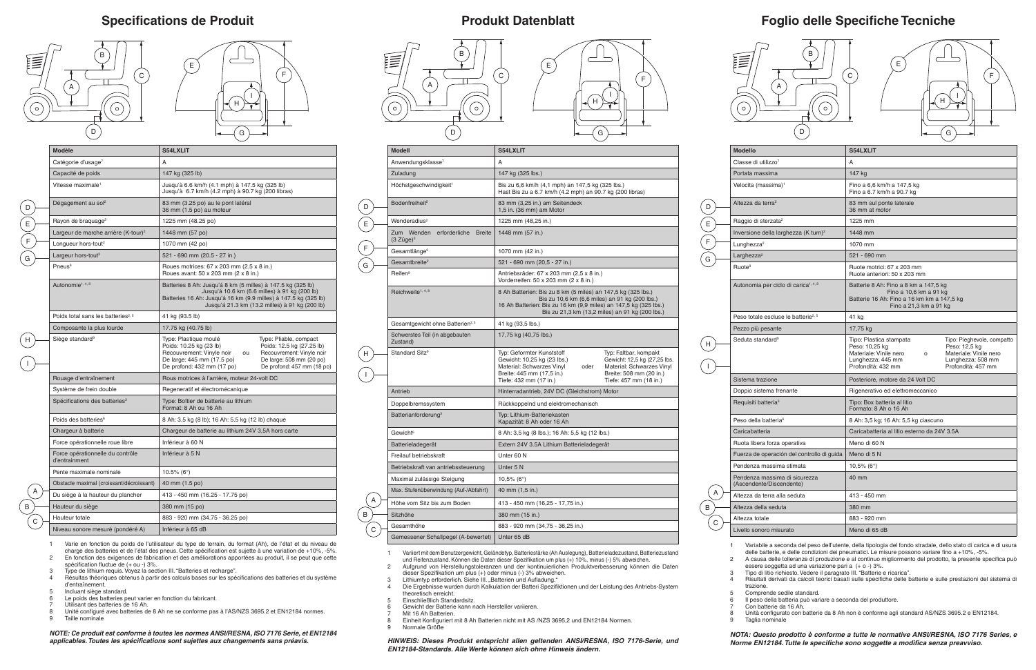## Specifications de Produit

A B C D E F G H I

| Modèle | S54LXLIT |
|---|---|
| Catégorie d'usage[7] | A |
| Capacité de poids | 147 kg (325 lb) |
| Vitesse maximale[1] | Jusqu'à 6.6 km/h (4.1 mph) à 147.5 kg (325 lb) Jusqu'à 6.7 km/h (4.2 mph) à 90.7 kg (200 libras) |
| D Dégagement au sol[2] | 83 mm (3.25 po) au le pont latéral 36 mm (1.5 po) au moteur |
| E Rayon de braquage[2] | 1225 mm (48.25 po) |
| Largeur de marche arrière (K-tour)[2] | 1448 mm (57 po) |
| F Longueur hors-tout[2] | 1070 mm (42 po) |
| G Largeur hors-tout[2] | 521 - 690 mm (20.5 - 27 in.) |
| Pneus[9] | Roues motrices: 67 x 203 mm (2.5 x 8 in.) Roues avant: 50 x 203 mm (2 x 8 in) |
| Autonomie[1, 4, 8] | Batteries 8 Ah: Jusqu'à 8 km (5 milles) à 147.5 kg (325 lb) Jusqu'à 10.6 km (6.6 milles) à 91 kg (200 lb) Batteries 16 Ah: Jusqu'à 16 km (9.9 milles) à 147.5 kg (325 lb) Jusqu'à 21.3 km (13.2 milles) à 91 kg (200 lb) |
| Poids total sans les batteries[2, 5] | 41 kg (93.5 lb) |
| Composante la plus lourde | 17.75 kg (40.75 lb) |
| H I Siège standard[9] | Type: Plastique moulé Poids: 10.25 kg (23 lb) Recouvrement: Vinyle noir De large: 445 mm (17.5 po) De profond: 432 mm (17 po) ou Type: Pliable, compact Poids: 12.5 kg (27.25 lb) Recouvrement: Vinyle noir De large: 508 mm (20 po) De profond: 457 mm (18 po) |
| Rouage d'entraînement | Rous motrices à l'arrière, moteur 24-volt DC |
| Système de frein double | Regeneratif et électromécanique |
| Spécifications des batteries[3] | Type: Boîtier de batterie au lithium Format: 8 Ah ou 16 Ah |
| Poids des batteries[6] | 8 Ah: 3.5 kg (8 lb); 16 Ah: 5.5 kg (12 lb) chaque |
| Chargeur à batterie | Chargeur de batterie au lithium 24V 3,5A hors carte |
| Force opérationnelle roue libre | Inférieur à 60 N |
| Force opérationnelle du contrôle d'entrainment | Inférieur à 5 N |
| Pente maximale nominale | 10.5% (6°) |
| Obstacle maximal (croissant/décroissant) | 40 mm (1.5 po) |
| A Du siège à la hauteur du plancher | 413 - 450 mm (16.25 - 17.75 po) |
| B Hauteur du siège | 380 mm (15 po) |
| C Hauteur totale | 883 - 920 mm (34.75 - 36.25 po) |
| Niveau sonore mesuré (pondéré A) | Inférieur à 65 dB |

1 Varie en fonction du poids de l'utilisateur du type de terrain, du format (Ah), de l'état et du niveau de charge des batteries et de l'état des pneus. Cette spécification est sujette à une variation de +10%, -5%.
2 En fonction des exigences de fabrication et des améliorations apportées au produit, il se peut que cette spécification fluctue de (+ ou -) 3%.
3 Type de lithium requis. Voyez la section III. "Batteries et recharge".
4 Résultats théoriques obtenus à partir des calculs bases sur les spécifications des batteries et du système d'entraînement.
5 Incluant siège standard.
6 Le poids des batteries peut varier en fonction du fabricant.
7 Utilisant des batteries de 16 Ah.
8 Unité configuré avec batteries de 8 Ah ne se conforme pas à l'AS/NZS 3695.2 et EN12184 normes.
9 Taille nominale

***NOTE: Ce produit est conforme à toutes les normes ANSI/RESNA, ISO 7176 Serie, et EN12184 applicables. Toutes les spécifications sont sujettes aux changements sans préavis.***

## Produkt Datenblatt

A B C D E F G H I

| Modell | S54LXLIT |
|---|---|
| Anwendungsklasse[7] | A |
| Zuladung | 147 kg (325 lbs.) |
| Höchstgeschwindigkeit[1] | Bis zu 6,6 km/h (4,1 mph) an 147,5 kg (325 lbs.) Hast Bis zu a 6.7 km/h (4.2 mph) an 90.7 kg (200 libras) |
| D Bodenfreiheit[2] | 83 mm (3,25 in.) am Seitendeck 1,5 in. (36 mm) am Motor |
| E Wenderadius[2] | 1225 mm (48,25 in.) |
| Zum Wenden erforderliche Breite (3 Züge)[2] | 1448 mm (57 in.) |
| F Gesamtlänge[2] | 1070 mm (42 in.) |
| G Gesamtbreite[2] | 521 - 690 mm (20,5 - 27 in.) |
| Reifen[9] | Antriebsräder: 67 x 203 mm (2,5 x 8 in.) Vorderreifen: 50 x 203 mm (2 x 8 in.) |
| Reichweite[1, 4, 8] | 8 Ah Batterien: Bis zu 8 km (5 miles) an 147,5 kg (325 lbs.) Bis zu 10,6 km (6,6 miles) an 91 kg (200 lbs.) 16 Ah Batterien: Bis zu 16 km (9,9 miles) an 147,5 kg (325 lbs.) Bis zu 21,3 km (13,2 miles) an 91 kg (200 lbs.) |
| Gesamtgewicht ohne Batterien[2, 5] | 41 kg (93,5 lbs.) |
| Schwerstes Teil (in abgebauten Zustand) | 17,75 kg (40,75 lbs.) |
| H I Standard Sitz[9] | Typ: Geformter Kunststoff Gewicht: 10,25 kg (23 lbs.) Material: Schwarzes Vinyl Breite: 445 mm (17,5 in.) Tiefe: 432 mm (17 in.) oder Typ: Faltbar, kompakt Gewicht: 12,5 kg (27,25 lbs. Material: Schwarzes Vinyl Breite: 508 mm (20 in.) Tiefe: 457 mm (18 in.) |
| Antrieb | Hinterradantrieb, 24V DC (Gleichstrom) Motor |
| Doppelbremssystem | Rückkoppelnd und elektromechanisch |
| Batterianforderung[3] | Typ: Lithium-Batteriekasten Kapazität: 8 Ah oder 16 Ah |
| Gewicht[6] | 8 Ah: 3,5 kg (8 lbs.); 16 Ah: 5,5 kg (12 lbs.) |
| Batterieladegerät | Extern 24V 3.5A Lithium Batterieladegerät |
| Freilauf betriebskraft | Unter 60 N |
| Betriebskraft van antriebssteuerung | Unter 5 N |
| Maximal zulässige Steigung | 10,5% (6°) |
| Max. Stufenüberwindung (Auf-/Abfahrt) | 40 mm (1,5 in.) |
| A Höhe vom Sitz bis zum Boden | 413 - 450 mm (16,25 - 17,75 in.) |
| B Sitzhöhe | 380 mm (15 in.) |
| C Gesamthöhe | 883 - 920 mm (34,75 - 36,25 in.) |
| Gemessener Schallpegel (A-bewertet) | Unter 65 dB |

1 Variiert mit dem Benutzergewicht, Geländetyp, Batteriestärke (Ah Auslegung), Batterieladezustand, Batteriezustand und Reifenzustand. Können die Daten dieser Spezifikation um plus (+) 10%, minus (-) 5% abweichen.
2 Aufgrund von Herstellungstoleranzen und der kontinuierlichen Produktverbesserung können die Daten dieser Spezifikation um plus (+) oder minus (-) 3% abweichen.
3 Lithiumtyp erforderlich. Siehe III. „Batterien und Aufladung."
4 Die Ergebnisse wurden durch Kalkulation der Batteri Spezifiktionen und der Leistung des Antriebs-System theoretisch erreicht.
5 Einschließlich Standardsitz.
6 Gewicht der Batterie kann nach Hersteller variieren.
7 Mit 16 Ah Batterien.
8 Einheit Konfiguriert mit 8 Ah Batterien nicht mit AS /NZS 3695,2 und EN12184 Normen.
9 Normale Größe

***HINWEIS: Dieses Produkt entspricht allen geltenden ANSI/RESNA, ISO 7176-Serie, und EN12184-Standards. Alle Werte können sich ohne Hinweis ändern.***

## Foglio delle Specifiche Tecniche

A B C D E F G H I

| Modello | S54LXLIT |
|---|---|
| Classe di utilizzo[7] | A |
| Portata massima | 147 kg |
| Velocita (massima)[1] | Fino a 6,6 km/h a 147,5 kg Fino a 6.7 km/h a 90.7 kg |
| D Altezza da terra[2] | 83 mm sul ponte laterale 36 mm at motor |
| E Raggio di sterzata[2] | 1225 mm |
| Inversione della larghezza (K turn)[2] | 1448 mm |
| F Lunghezza[2] | 1070 mm |
| G Larghezza[2] | 521 - 690 mm |
| Ruote[9] | Ruote motrici: 67 x 203 mm Ruote anteriori: 50 x 203 mm |
| Autonomia per ciclo di carica[1, 4, 8] | Batterie 8 Ah: Fino a 8 km a 147,5 kg Fino a 10,6 km a 91 kg Batterie 16 Ah: Fino a 16 km a 147,5 kg Fino a 21,3 km a 91 kg |
| Peso totale escluse le batterie[2, 5] | 41 kg |
| Pezzo più pesante | 17,75 kg |
| H I Seduta standard[9] | Tipo: Plastica stampata Peso: 10,25 kg Materiale: Vinile nero Lunghezza: 445 mm Profondità: 432 mm o Tipo: Pieghevole, compatto Peso: 12,5 kg Materiale: Vinile nero Lunghezza: 508 mm Profondità: 457 mm |
| Sistema trazione | Posteriore, motore da 24 Volt DC |
| Doppio sistema frenante | Rigenerativo ed elettromeccanico |
| Requisiti batteria[3] | Tipo: Box batteria al litio Formato: 8 Ah o 16 Ah |
| Peso della batteria[6] | 8 Ah: 3,5 kg; 16 Ah: 5,5 kg ciascuno |
| Caricabatteria | Caricabatteria al litio esterno da 24V 3.5A |
| Ruota libera forza operativa | Meno di 60 N |
| Fuerza de operación del controllo di guida | Meno di 5 N |
| Pendenza massima stimata | 10,5% (6°) |
| Pendenza massima di sicurezza (Ascendente/Discendente) | 40 mm |
| A Altezza da terra alla seduta | 413 - 450 mm |
| B Altezza della seduta | 380 mm |
| C Altezza totale | 883 - 920 mm |
| Livello sonoro misurato | Meno di 65 dB |

1 Variabile a seconda del peso dell'utente, della tipologia del fondo stradale, dello stato di carica e di usura delle batterie, e delle condizioni dei pneumatici. Le misure possono variare fino a +10%, -5%.
2 A causa delle tolleranze di produzione e al continuo miglioramento del prodotto, la presente specifica può essere soggetta ad una variazione pari a (+ o -) 3%.
3 Tipo di litio richiesto. Vedere il paragrato III. "Batterie e ricarica".
4 Risultati derivati da calcoli teorici basati sulle specifiche delle batterie e sulle prestazioni del sistema di trazione.
5 Comprende sedile standard.
6 Il peso della batteria può variare a seconda del produttore.
7 Con batterie da 16 Ah.
8 Unità configurato con batterie da 8 Ah non è conforme agli standard AS/NZS 3695.2 e EN12184.
9 Taglia nominale

***NOTA: Questo prodotto è conforme a tutte le normative ANSI/RESNA, ISO 7176 Series, e Norme EN12184. Tutte le specifiche sono soggette a modifica senza preavviso.***